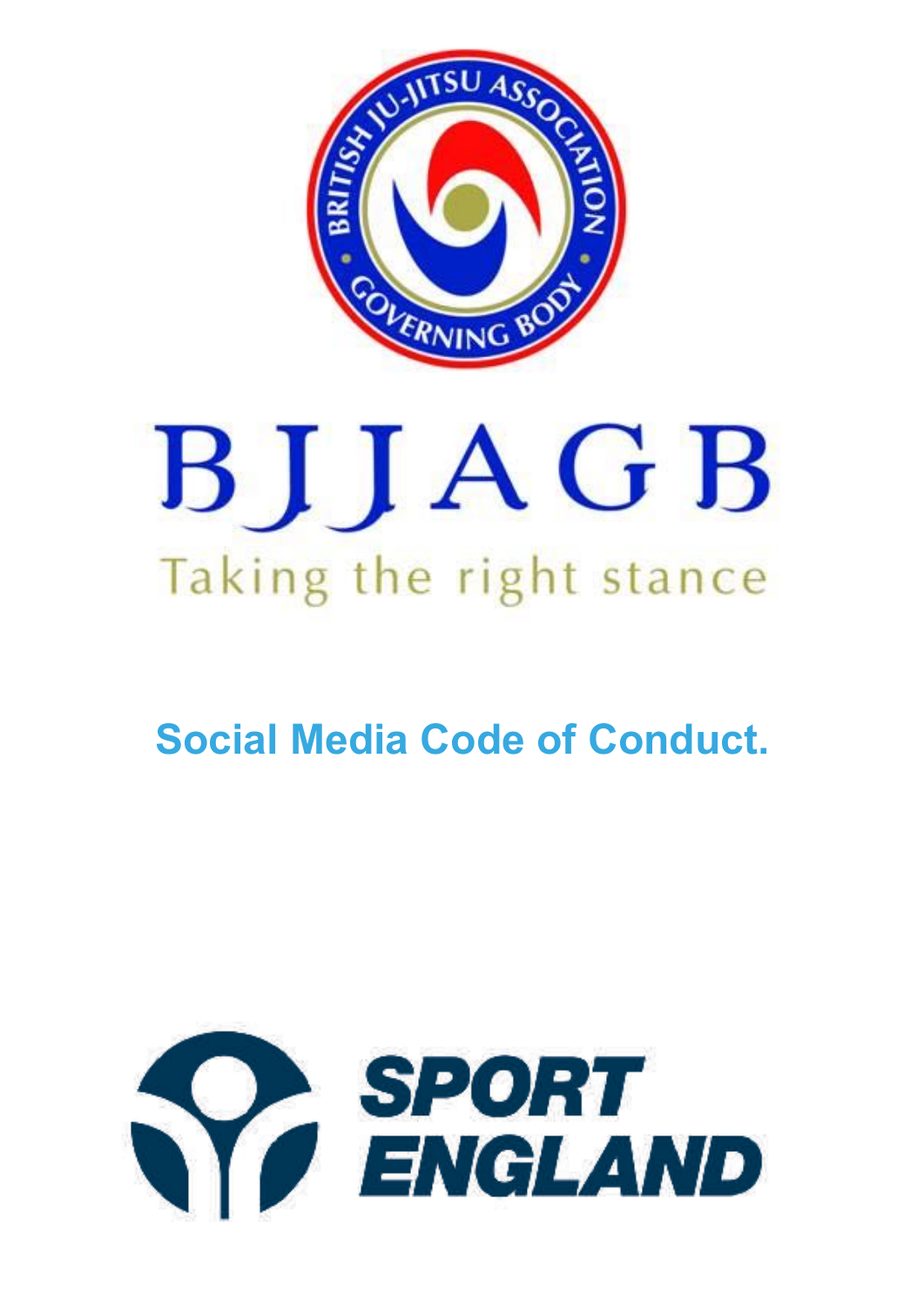BRITISH JU-JITSU ASSOCIATION GOVERNING BODY

BJJAGB

Taking the right stance

# Social Media Code of Conduct.

SPORT ENGLAND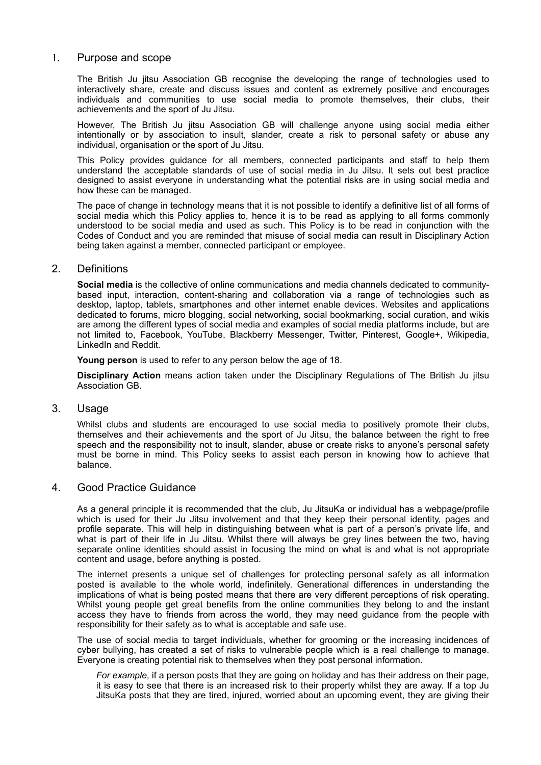## 1. Purpose and scope

The British Ju jitsu Association GB recognise the developing the range of technologies used to interactively share, create and discuss issues and content as extremely positive and encourages individuals and communities to use social media to promote themselves, their clubs, their achievements and the sport of Ju Jitsu.

However, The British Ju jitsu Association GB will challenge anyone using social media either intentionally or by association to insult, slander, create a risk to personal safety or abuse any individual, organisation or the sport of Ju Jitsu.

This Policy provides guidance for all members, connected participants and staff to help them understand the acceptable standards of use of social media in Ju Jitsu. It sets out best practice designed to assist everyone in understanding what the potential risks are in using social media and how these can be managed.

The pace of change in technology means that it is not possible to identify a definitive list of all forms of social media which this Policy applies to, hence it is to be read as applying to all forms commonly understood to be social media and used as such. This Policy is to be read in conjunction with the Codes of Conduct and you are reminded that misuse of social media can result in Disciplinary Action being taken against a member, connected participant or employee.

## 2. Definitions

**Social media** is the collective of online communications and media channels dedicated to community-based input, interaction, content-sharing and collaboration via a range of technologies such as desktop, laptop, tablets, smartphones and other internet enable devices. Websites and applications dedicated to forums, micro blogging, social networking, social bookmarking, social curation, and wikis are among the different types of social media and examples of social media platforms include, but are not limited to, Facebook, YouTube, Blackberry Messenger, Twitter, Pinterest, Google+, Wikipedia, LinkedIn and Reddit.

**Young person** is used to refer to any person below the age of 18.

**Disciplinary Action** means action taken under the Disciplinary Regulations of The British Ju jitsu Association GB.

## 3. Usage

Whilst clubs and students are encouraged to use social media to positively promote their clubs, themselves and their achievements and the sport of Ju Jitsu, the balance between the right to free speech and the responsibility not to insult, slander, abuse or create risks to anyone's personal safety must be borne in mind. This Policy seeks to assist each person in knowing how to achieve that balance.

## 4. Good Practice Guidance

As a general principle it is recommended that the club, Ju JitsuKa or individual has a webpage/profile which is used for their Ju Jitsu involvement and that they keep their personal identity, pages and profile separate. This will help in distinguishing between what is part of a person's private life, and what is part of their life in Ju Jitsu. Whilst there will always be grey lines between the two, having separate online identities should assist in focusing the mind on what is and what is not appropriate content and usage, before anything is posted.

The internet presents a unique set of challenges for protecting personal safety as all information posted is available to the whole world, indefinitely. Generational differences in understanding the implications of what is being posted means that there are very different perceptions of risk operating. Whilst young people get great benefits from the online communities they belong to and the instant access they have to friends from across the world, they may need guidance from the people with responsibility for their safety as to what is acceptable and safe use.

The use of social media to target individuals, whether for grooming or the increasing incidences of cyber bullying, has created a set of risks to vulnerable people which is a real challenge to manage. Everyone is creating potential risk to themselves when they post personal information.

*For example*, if a person posts that they are going on holiday and has their address on their page, it is easy to see that there is an increased risk to their property whilst they are away. If a top Ju JitsuKa posts that they are tired, injured, worried about an upcoming event, they are giving their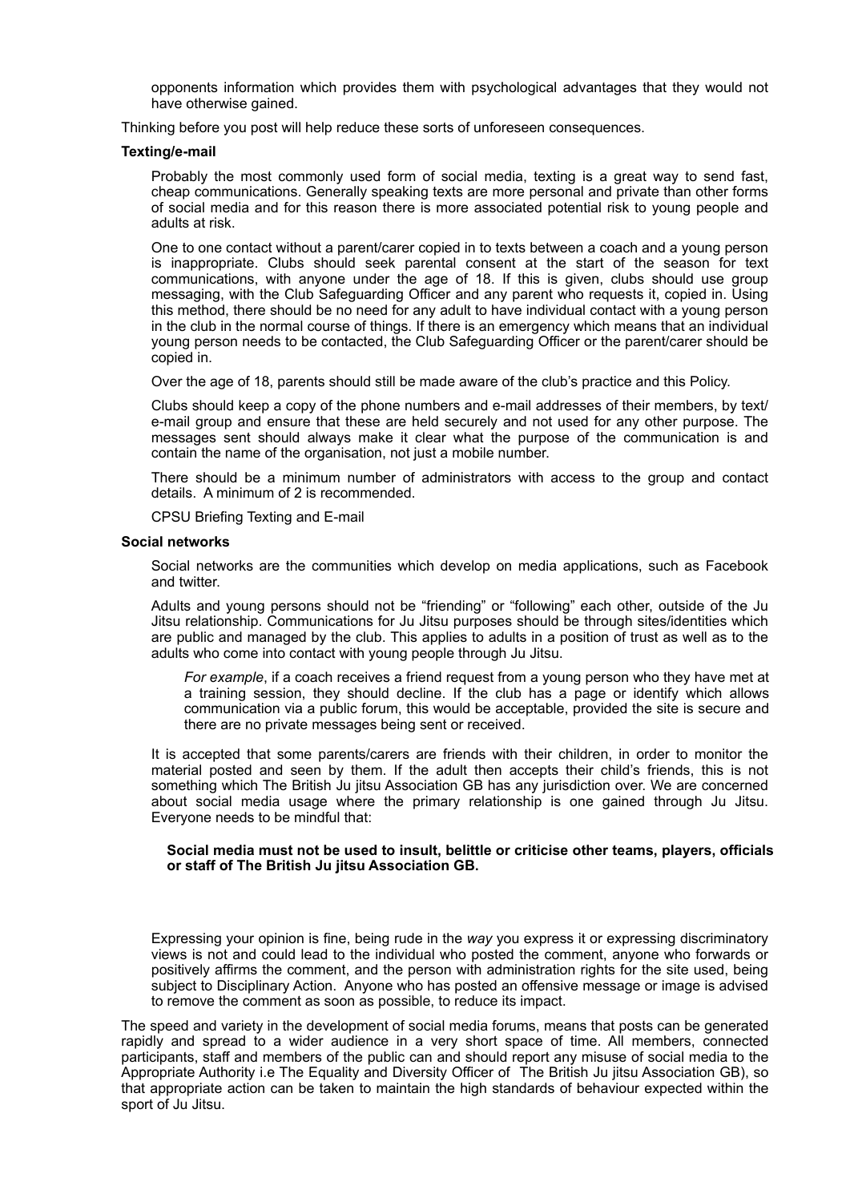opponents information which provides them with psychological advantages that they would not have otherwise gained.

Thinking before you post will help reduce these sorts of unforeseen consequences.

**Texting/e-mail**

Probably the most commonly used form of social media, texting is a great way to send fast, cheap communications. Generally speaking texts are more personal and private than other forms of social media and for this reason there is more associated potential risk to young people and adults at risk.

One to one contact without a parent/carer copied in to texts between a coach and a young person is inappropriate. Clubs should seek parental consent at the start of the season for text communications, with anyone under the age of 18. If this is given, clubs should use group messaging, with the Club Safeguarding Officer and any parent who requests it, copied in. Using this method, there should be no need for any adult to have individual contact with a young person in the club in the normal course of things. If there is an emergency which means that an individual young person needs to be contacted, the Club Safeguarding Officer or the parent/carer should be copied in.

Over the age of 18, parents should still be made aware of the club's practice and this Policy.

Clubs should keep a copy of the phone numbers and e-mail addresses of their members, by text/e-mail group and ensure that these are held securely and not used for any other purpose. The messages sent should always make it clear what the purpose of the communication is and contain the name of the organisation, not just a mobile number.

There should be a minimum number of administrators with access to the group and contact details. A minimum of 2 is recommended.

CPSU Briefing Texting and E-mail

**Social networks**

Social networks are the communities which develop on media applications, such as Facebook and twitter.

Adults and young persons should not be "friending" or "following" each other, outside of the Ju Jitsu relationship. Communications for Ju Jitsu purposes should be through sites/identities which are public and managed by the club. This applies to adults in a position of trust as well as to the adults who come into contact with young people through Ju Jitsu.

> *For example*, if a coach receives a friend request from a young person who they have met at a training session, they should decline. If the club has a page or identify which allows communication via a public forum, this would be acceptable, provided the site is secure and there are no private messages being sent or received.

It is accepted that some parents/carers are friends with their children, in order to monitor the material posted and seen by them. If the adult then accepts their child's friends, this is not something which The British Ju jitsu Association GB has any jurisdiction over. We are concerned about social media usage where the primary relationship is one gained through Ju Jitsu. Everyone needs to be mindful that:

**Social media must not be used to insult, belittle or criticise other teams, players, officials or staff of The British Ju jitsu Association GB.**

Expressing your opinion is fine, being rude in the *way* you express it or expressing discriminatory views is not and could lead to the individual who posted the comment, anyone who forwards or positively affirms the comment, and the person with administration rights for the site used, being subject to Disciplinary Action. Anyone who has posted an offensive message or image is advised to remove the comment as soon as possible, to reduce its impact.

The speed and variety in the development of social media forums, means that posts can be generated rapidly and spread to a wider audience in a very short space of time. All members, connected participants, staff and members of the public can and should report any misuse of social media to the Appropriate Authority i.e The Equality and Diversity Officer of The British Ju jitsu Association GB), so that appropriate action can be taken to maintain the high standards of behaviour expected within the sport of Ju Jitsu.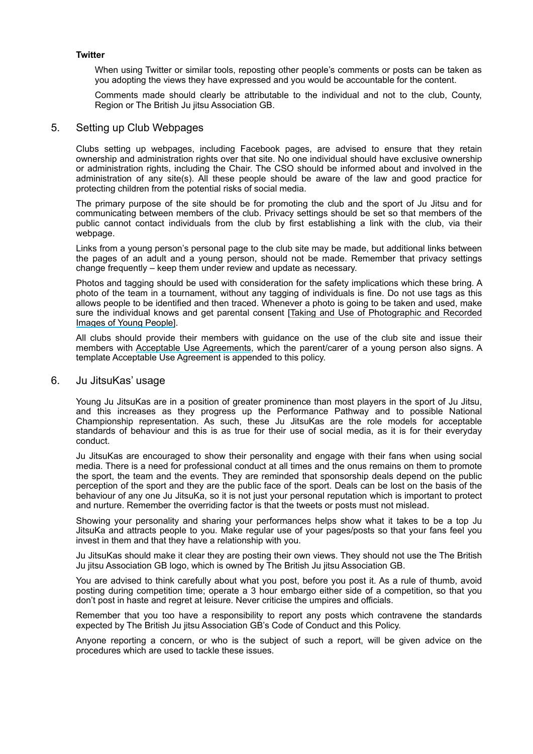**Twitter**

When using Twitter or similar tools, reposting other people's comments or posts can be taken as you adopting the views they have expressed and you would be accountable for the content.

Comments made should clearly be attributable to the individual and not to the club, County, Region or The British Ju jitsu Association GB.

## 5. Setting up Club Webpages

Clubs setting up webpages, including Facebook pages, are advised to ensure that they retain ownership and administration rights over that site. No one individual should have exclusive ownership or administration rights, including the Chair. The CSO should be informed about and involved in the administration of any site(s). All these people should be aware of the law and good practice for protecting children from the potential risks of social media.

The primary purpose of the site should be for promoting the club and the sport of Ju Jitsu and for communicating between members of the club. Privacy settings should be set so that members of the public cannot contact individuals from the club by first establishing a link with the club, via their webpage.

Links from a young person's personal page to the club site may be made, but additional links between the pages of an adult and a young person, should not be made. Remember that privacy settings change frequently – keep them under review and update as necessary.

Photos and tagging should be used with consideration for the safety implications which these bring. A photo of the team in a tournament, without any tagging of individuals is fine. Do not use tags as this allows people to be identified and then traced. Whenever a photo is going to be taken and used, make sure the individual knows and get parental consent [Taking and Use of Photographic and Recorded Images of Young People].

All clubs should provide their members with guidance on the use of the club site and issue their members with Acceptable Use Agreements, which the parent/carer of a young person also signs. A template Acceptable Use Agreement is appended to this policy.

## 6. Ju JitsuKas' usage

Young Ju JitsuKas are in a position of greater prominence than most players in the sport of Ju Jitsu, and this increases as they progress up the Performance Pathway and to possible National Championship representation. As such, these Ju JitsuKas are the role models for acceptable standards of behaviour and this is as true for their use of social media, as it is for their everyday conduct.

Ju JitsuKas are encouraged to show their personality and engage with their fans when using social media. There is a need for professional conduct at all times and the onus remains on them to promote the sport, the team and the events. They are reminded that sponsorship deals depend on the public perception of the sport and they are the public face of the sport. Deals can be lost on the basis of the behaviour of any one Ju JitsuKa, so it is not just your personal reputation which is important to protect and nurture. Remember the overriding factor is that the tweets or posts must not mislead.

Showing your personality and sharing your performances helps show what it takes to be a top Ju JitsuKa and attracts people to you. Make regular use of your pages/posts so that your fans feel you invest in them and that they have a relationship with you.

Ju JitsuKas should make it clear they are posting their own views. They should not use the The British Ju jitsu Association GB logo, which is owned by The British Ju jitsu Association GB.

You are advised to think carefully about what you post, before you post it. As a rule of thumb, avoid posting during competition time; operate a 3 hour embargo either side of a competition, so that you don't post in haste and regret at leisure. Never criticise the umpires and officials.

Remember that you too have a responsibility to report any posts which contravene the standards expected by The British Ju jitsu Association GB's Code of Conduct and this Policy.

Anyone reporting a concern, or who is the subject of such a report, will be given advice on the procedures which are used to tackle these issues.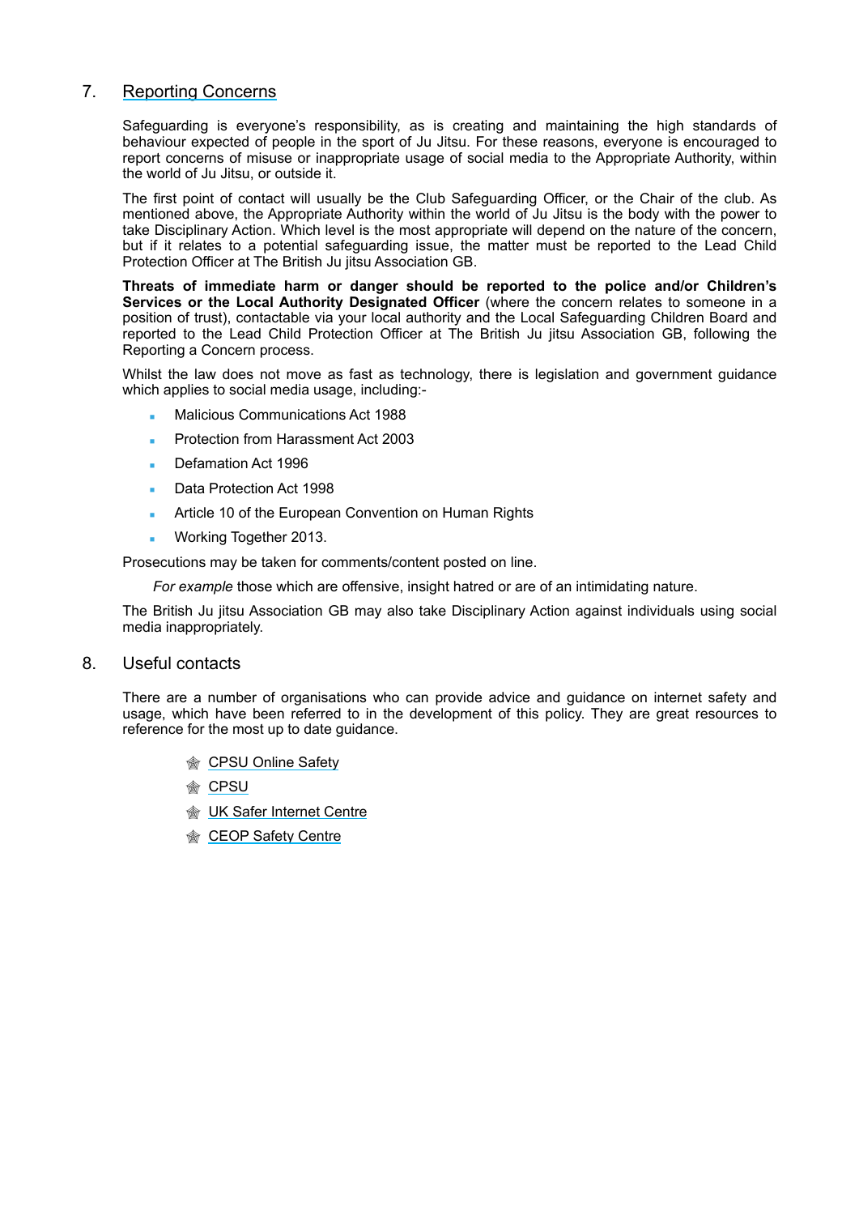## 7. Reporting Concerns

Safeguarding is everyone's responsibility, as is creating and maintaining the high standards of behaviour expected of people in the sport of Ju Jitsu. For these reasons, everyone is encouraged to report concerns of misuse or inappropriate usage of social media to the Appropriate Authority, within the world of Ju Jitsu, or outside it.

The first point of contact will usually be the Club Safeguarding Officer, or the Chair of the club. As mentioned above, the Appropriate Authority within the world of Ju Jitsu is the body with the power to take Disciplinary Action. Which level is the most appropriate will depend on the nature of the concern, but if it relates to a potential safeguarding issue, the matter must be reported to the Lead Child Protection Officer at The British Ju jitsu Association GB.

**Threats of immediate harm or danger should be reported to the police and/or Children's Services or the Local Authority Designated Officer** (where the concern relates to someone in a position of trust), contactable via your local authority and the Local Safeguarding Children Board and reported to the Lead Child Protection Officer at The British Ju jitsu Association GB, following the Reporting a Concern process.

Whilst the law does not move as fast as technology, there is legislation and government guidance which applies to social media usage, including:-

- Malicious Communications Act 1988
- Protection from Harassment Act 2003
- Defamation Act 1996
- Data Protection Act 1998
- Article 10 of the European Convention on Human Rights
- Working Together 2013.

Prosecutions may be taken for comments/content posted on line.

*For example* those which are offensive, insight hatred or are of an intimidating nature.

The British Ju jitsu Association GB may also take Disciplinary Action against individuals using social media inappropriately.

## 8. Useful contacts

There are a number of organisations who can provide advice and guidance on internet safety and usage, which have been referred to in the development of this policy. They are great resources to reference for the most up to date guidance.

- CPSU Online Safety
- CPSU
- UK Safer Internet Centre
- CEOP Safety Centre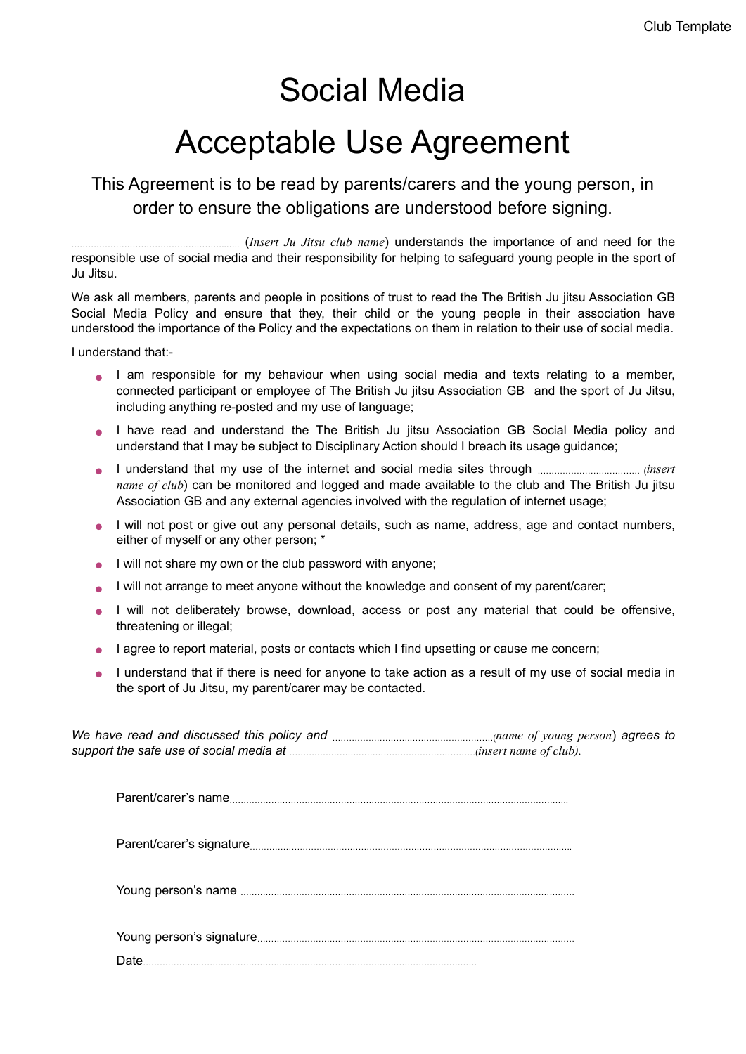# Social Media

# Acceptable Use Agreement

This Agreement is to be read by parents/carers and the young person, in order to ensure the obligations are understood before signing.

............................................................ (*Insert Ju Jitsu club name*) understands the importance of and need for the responsible use of social media and their responsibility for helping to safeguard young people in the sport of Ju Jitsu.

We ask all members, parents and people in positions of trust to read the The British Ju jitsu Association GB Social Media Policy and ensure that they, their child or the young people in their association have understood the importance of the Policy and the expectations on them in relation to their use of social media.

I understand that:-

- I am responsible for my behaviour when using social media and texts relating to a member, connected participant or employee of The British Ju jitsu Association GB and the sport of Ju Jitsu, including anything re-posted and my use of language;
- I have read and understand the The British Ju jitsu Association GB Social Media policy and understand that I may be subject to Disciplinary Action should I breach its usage guidance;
- I understand that my use of the internet and social media sites through .................................... (*insert name of club*) can be monitored and logged and made available to the club and The British Ju jitsu Association GB and any external agencies involved with the regulation of internet usage;
- I will not post or give out any personal details, such as name, address, age and contact numbers, either of myself or any other person; *
- I will not share my own or the club password with anyone;
- I will not arrange to meet anyone without the knowledge and consent of my parent/carer;
- I will not deliberately browse, download, access or post any material that could be offensive, threatening or illegal;
- I agree to report material, posts or contacts which I find upsetting or cause me concern;
- I understand that if there is need for anyone to take action as a result of my use of social media in the sport of Ju Jitsu, my parent/carer may be contacted.

*We have read and discussed this policy and* ........................................................(*name of young person*) *agrees to support the safe use of social media at* ..................................................................(*insert name of club*).

Parent/carer's name..........................................................................................................................

Parent/carer's signature..................................................................................................................

Young person's name ......................................................................................................................

Young person's signature.................................................................................................................

Date......................................................................................................................